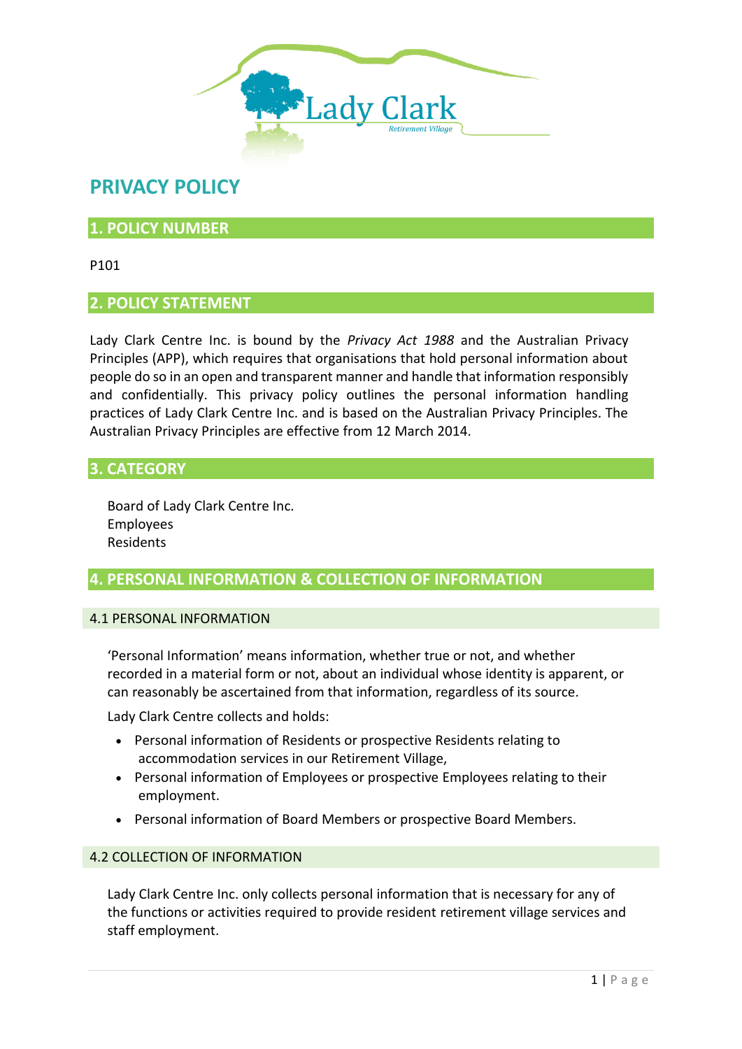# PRIVACY POLICY

## 1. POLICY NUMBER

P101

## 2. POLICY STATEMENT

Lady Clark Centre Inc. is bound by the *Privacy Act 1988* and the Australian Privacy Principles (APP), which requires that organisations that hold personal information about people do so in an open and transparent manner and handle that information responsibly and confidentially. This privacy policy outlines the personal information handling practices of Lady Clark Centre Inc. and is based on the Australian Privacy Principles. The Australian Privacy Principles are effective from 12 March 2014.

## 3. CATEGORY

Board of Lady Clark Centre Inc.
Employees
Residents

## 4. PERSONAL INFORMATION & COLLECTION OF INFORMATION

### 4.1 PERSONAL INFORMATION

'Personal Information' means information, whether true or not, and whether recorded in a material form or not, about an individual whose identity is apparent, or can reasonably be ascertained from that information, regardless of its source.

Lady Clark Centre collects and holds:

- Personal information of Residents or prospective Residents relating to accommodation services in our Retirement Village,
- Personal information of Employees or prospective Employees relating to their employment.
- Personal information of Board Members or prospective Board Members.

### 4.2 COLLECTION OF INFORMATION

Lady Clark Centre Inc. only collects personal information that is necessary for any of the functions or activities required to provide resident retirement village services and staff employment.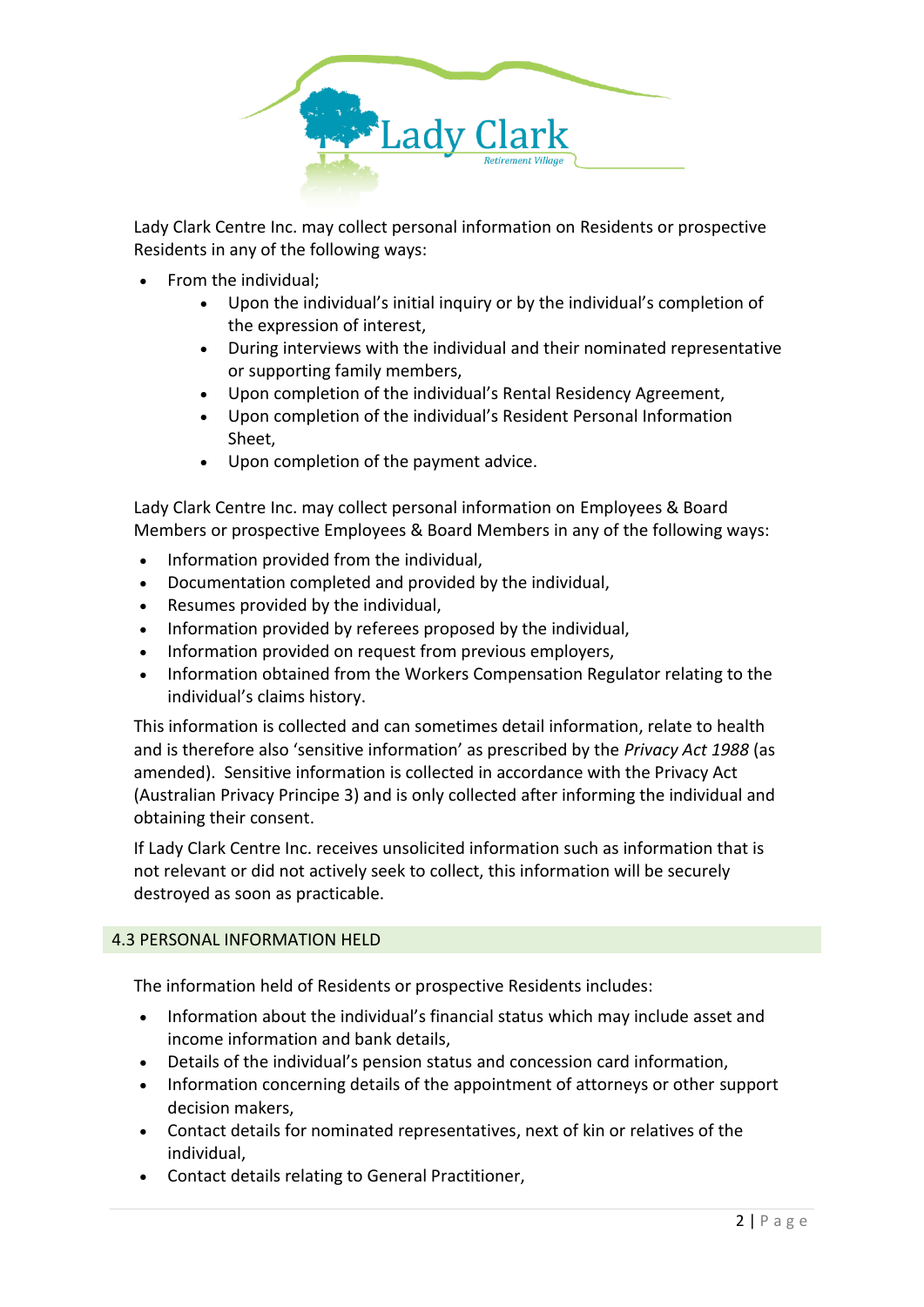Lady Clark Centre Inc. may collect personal information on Residents or prospective Residents in any of the following ways:

- From the individual;
  - Upon the individual's initial inquiry or by the individual's completion of the expression of interest,
  - During interviews with the individual and their nominated representative or supporting family members,
  - Upon completion of the individual's Rental Residency Agreement,
  - Upon completion of the individual's Resident Personal Information Sheet,
  - Upon completion of the payment advice.

Lady Clark Centre Inc. may collect personal information on Employees & Board Members or prospective Employees & Board Members in any of the following ways:

- Information provided from the individual,
- Documentation completed and provided by the individual,
- Resumes provided by the individual,
- Information provided by referees proposed by the individual,
- Information provided on request from previous employers,
- Information obtained from the Workers Compensation Regulator relating to the individual's claims history.

This information is collected and can sometimes detail information, relate to health and is therefore also 'sensitive information' as prescribed by the *Privacy Act 1988* (as amended). Sensitive information is collected in accordance with the Privacy Act (Australian Privacy Principle 3) and is only collected after informing the individual and obtaining their consent.

If Lady Clark Centre Inc. receives unsolicited information such as information that is not relevant or did not actively seek to collect, this information will be securely destroyed as soon as practicable.

## 4.3 PERSONAL INFORMATION HELD

The information held of Residents or prospective Residents includes:

- Information about the individual's financial status which may include asset and income information and bank details,
- Details of the individual's pension status and concession card information,
- Information concerning details of the appointment of attorneys or other support decision makers,
- Contact details for nominated representatives, next of kin or relatives of the individual,
- Contact details relating to General Practitioner,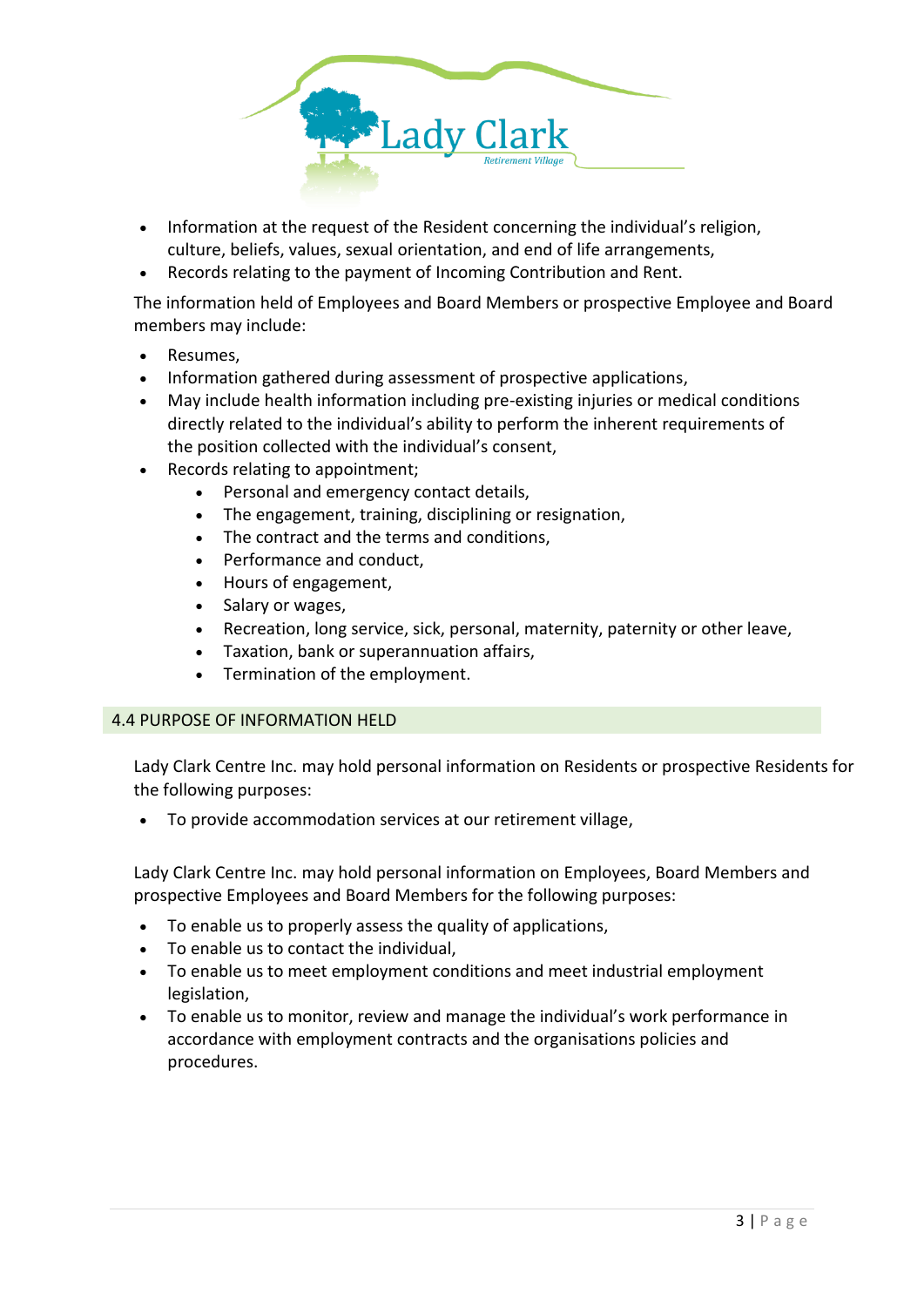- Information at the request of the Resident concerning the individual's religion, culture, beliefs, values, sexual orientation, and end of life arrangements,
- Records relating to the payment of Incoming Contribution and Rent.

The information held of Employees and Board Members or prospective Employee and Board members may include:

- Resumes,
- Information gathered during assessment of prospective applications,
- May include health information including pre-existing injuries or medical conditions directly related to the individual's ability to perform the inherent requirements of the position collected with the individual's consent,
- Records relating to appointment;
    - Personal and emergency contact details,
    - The engagement, training, disciplining or resignation,
    - The contract and the terms and conditions,
    - Performance and conduct,
    - Hours of engagement,
    - Salary or wages,
    - Recreation, long service, sick, personal, maternity, paternity or other leave,
    - Taxation, bank or superannuation affairs,
    - Termination of the employment.

## 4.4 PURPOSE OF INFORMATION HELD

Lady Clark Centre Inc. may hold personal information on Residents or prospective Residents for the following purposes:

- To provide accommodation services at our retirement village,

Lady Clark Centre Inc. may hold personal information on Employees, Board Members and prospective Employees and Board Members for the following purposes:

- To enable us to properly assess the quality of applications,
- To enable us to contact the individual,
- To enable us to meet employment conditions and meet industrial employment legislation,
- To enable us to monitor, review and manage the individual's work performance in accordance with employment contracts and the organisations policies and procedures.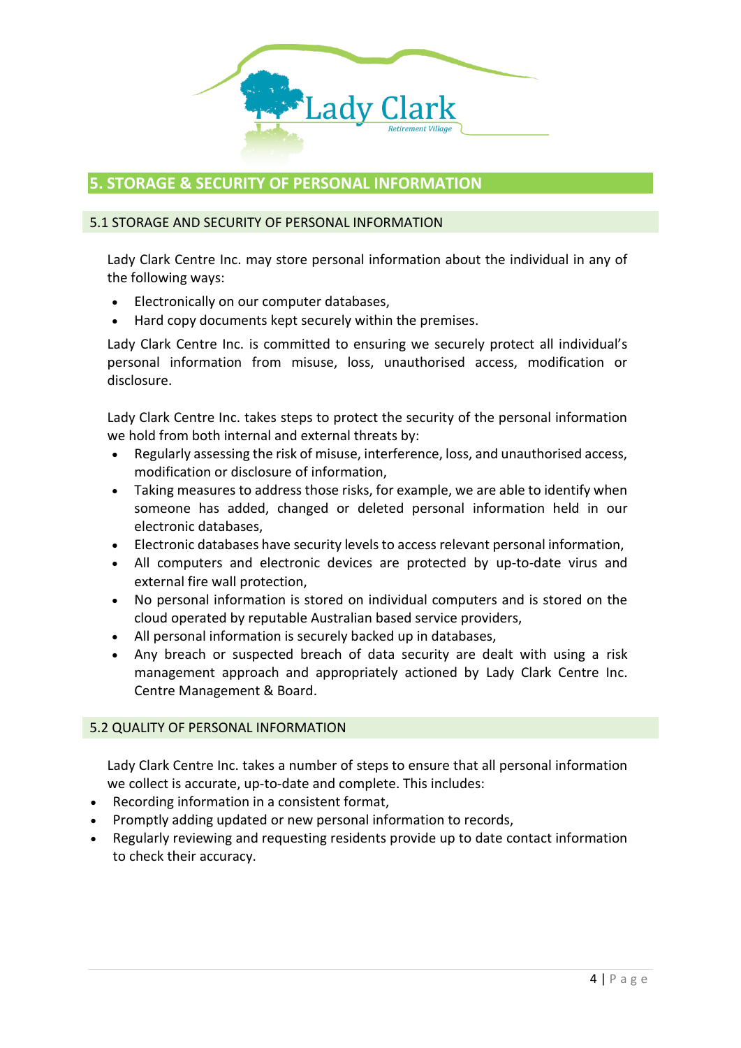## 5. STORAGE & SECURITY OF PERSONAL INFORMATION

### 5.1 STORAGE AND SECURITY OF PERSONAL INFORMATION

Lady Clark Centre Inc. may store personal information about the individual in any of the following ways:

- Electronically on our computer databases,
- Hard copy documents kept securely within the premises.

Lady Clark Centre Inc. is committed to ensuring we securely protect all individual's personal information from misuse, loss, unauthorised access, modification or disclosure.

Lady Clark Centre Inc. takes steps to protect the security of the personal information we hold from both internal and external threats by:

- Regularly assessing the risk of misuse, interference, loss, and unauthorised access, modification or disclosure of information,
- Taking measures to address those risks, for example, we are able to identify when someone has added, changed or deleted personal information held in our electronic databases,
- Electronic databases have security levels to access relevant personal information,
- All computers and electronic devices are protected by up-to-date virus and external fire wall protection,
- No personal information is stored on individual computers and is stored on the cloud operated by reputable Australian based service providers,
- All personal information is securely backed up in databases,
- Any breach or suspected breach of data security are dealt with using a risk management approach and appropriately actioned by Lady Clark Centre Inc. Centre Management & Board.

### 5.2 QUALITY OF PERSONAL INFORMATION

Lady Clark Centre Inc. takes a number of steps to ensure that all personal information we collect is accurate, up-to-date and complete. This includes:

- Recording information in a consistent format,
- Promptly adding updated or new personal information to records,
- Regularly reviewing and requesting residents provide up to date contact information to check their accuracy.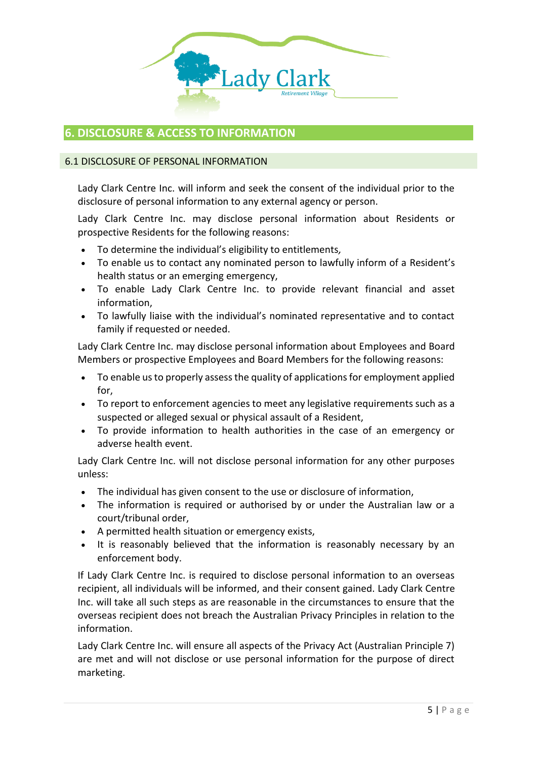## 6. DISCLOSURE & ACCESS TO INFORMATION

### 6.1 DISCLOSURE OF PERSONAL INFORMATION

Lady Clark Centre Inc. will inform and seek the consent of the individual prior to the disclosure of personal information to any external agency or person.

Lady Clark Centre Inc. may disclose personal information about Residents or prospective Residents for the following reasons:

- To determine the individual's eligibility to entitlements,
- To enable us to contact any nominated person to lawfully inform of a Resident's health status or an emerging emergency,
- To enable Lady Clark Centre Inc. to provide relevant financial and asset information,
- To lawfully liaise with the individual's nominated representative and to contact family if requested or needed.

Lady Clark Centre Inc. may disclose personal information about Employees and Board Members or prospective Employees and Board Members for the following reasons:

- To enable us to properly assess the quality of applications for employment applied for,
- To report to enforcement agencies to meet any legislative requirements such as a suspected or alleged sexual or physical assault of a Resident,
- To provide information to health authorities in the case of an emergency or adverse health event.

Lady Clark Centre Inc. will not disclose personal information for any other purposes unless:

- The individual has given consent to the use or disclosure of information,
- The information is required or authorised by or under the Australian law or a court/tribunal order,
- A permitted health situation or emergency exists,
- It is reasonably believed that the information is reasonably necessary by an enforcement body.

If Lady Clark Centre Inc. is required to disclose personal information to an overseas recipient, all individuals will be informed, and their consent gained. Lady Clark Centre Inc. will take all such steps as are reasonable in the circumstances to ensure that the overseas recipient does not breach the Australian Privacy Principles in relation to the information.

Lady Clark Centre Inc. will ensure all aspects of the Privacy Act (Australian Principle 7) are met and will not disclose or use personal information for the purpose of direct marketing.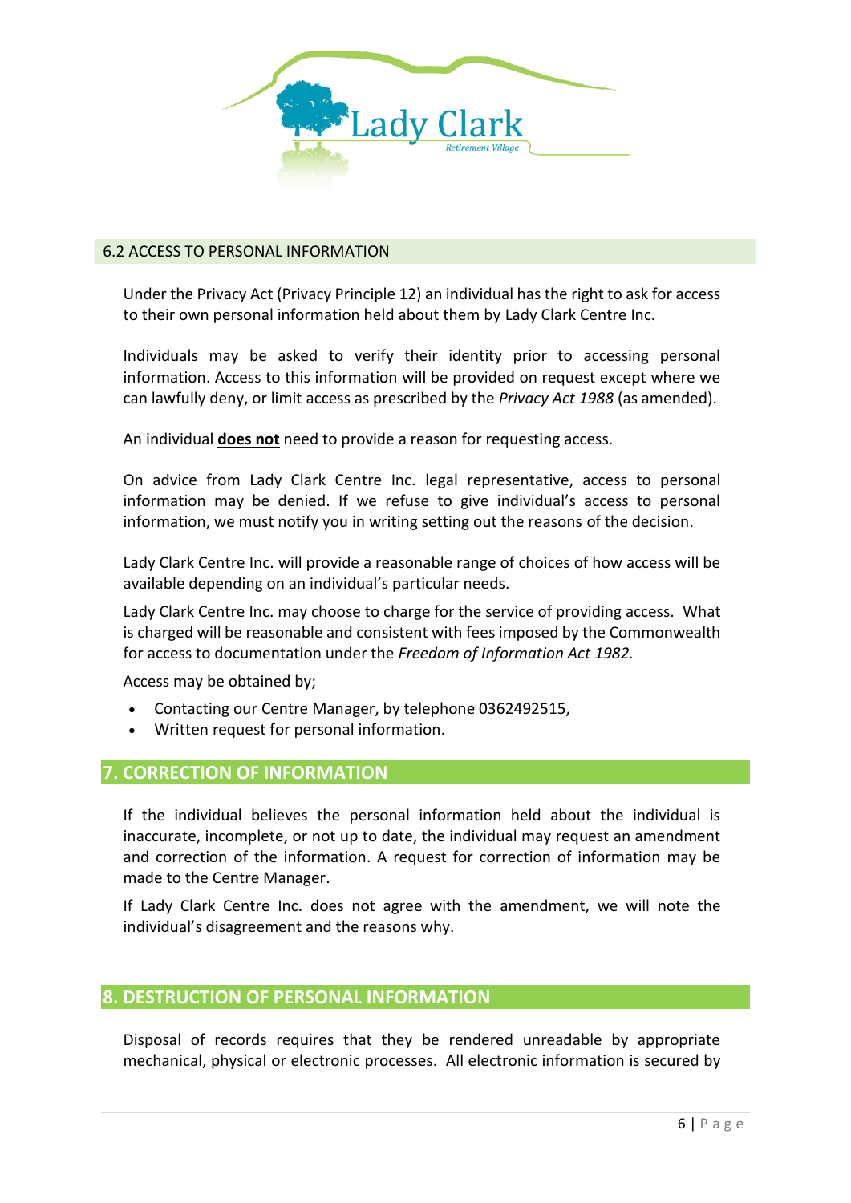### 6.2 ACCESS TO PERSONAL INFORMATION

Under the Privacy Act (Privacy Principle 12) an individual has the right to ask for access to their own personal information held about them by Lady Clark Centre Inc.

Individuals may be asked to verify their identity prior to accessing personal information. Access to this information will be provided on request except where we can lawfully deny, or limit access as prescribed by the *Privacy Act 1988* (as amended).

An individual **does not** need to provide a reason for requesting access.

On advice from Lady Clark Centre Inc. legal representative, access to personal information may be denied. If we refuse to give individual's access to personal information, we must notify you in writing setting out the reasons of the decision.

Lady Clark Centre Inc. will provide a reasonable range of choices of how access will be available depending on an individual's particular needs.

Lady Clark Centre Inc. may choose to charge for the service of providing access. What is charged will be reasonable and consistent with fees imposed by the Commonwealth for access to documentation under the *Freedom of Information Act 1982.*

Access may be obtained by;

- Contacting our Centre Manager, by telephone 0362492515,
- Written request for personal information.

## 7. CORRECTION OF INFORMATION

If the individual believes the personal information held about the individual is inaccurate, incomplete, or not up to date, the individual may request an amendment and correction of the information. A request for correction of information may be made to the Centre Manager.

If Lady Clark Centre Inc. does not agree with the amendment, we will note the individual's disagreement and the reasons why.

## 8. DESTRUCTION OF PERSONAL INFORMATION

Disposal of records requires that they be rendered unreadable by appropriate mechanical, physical or electronic processes. All electronic information is secured by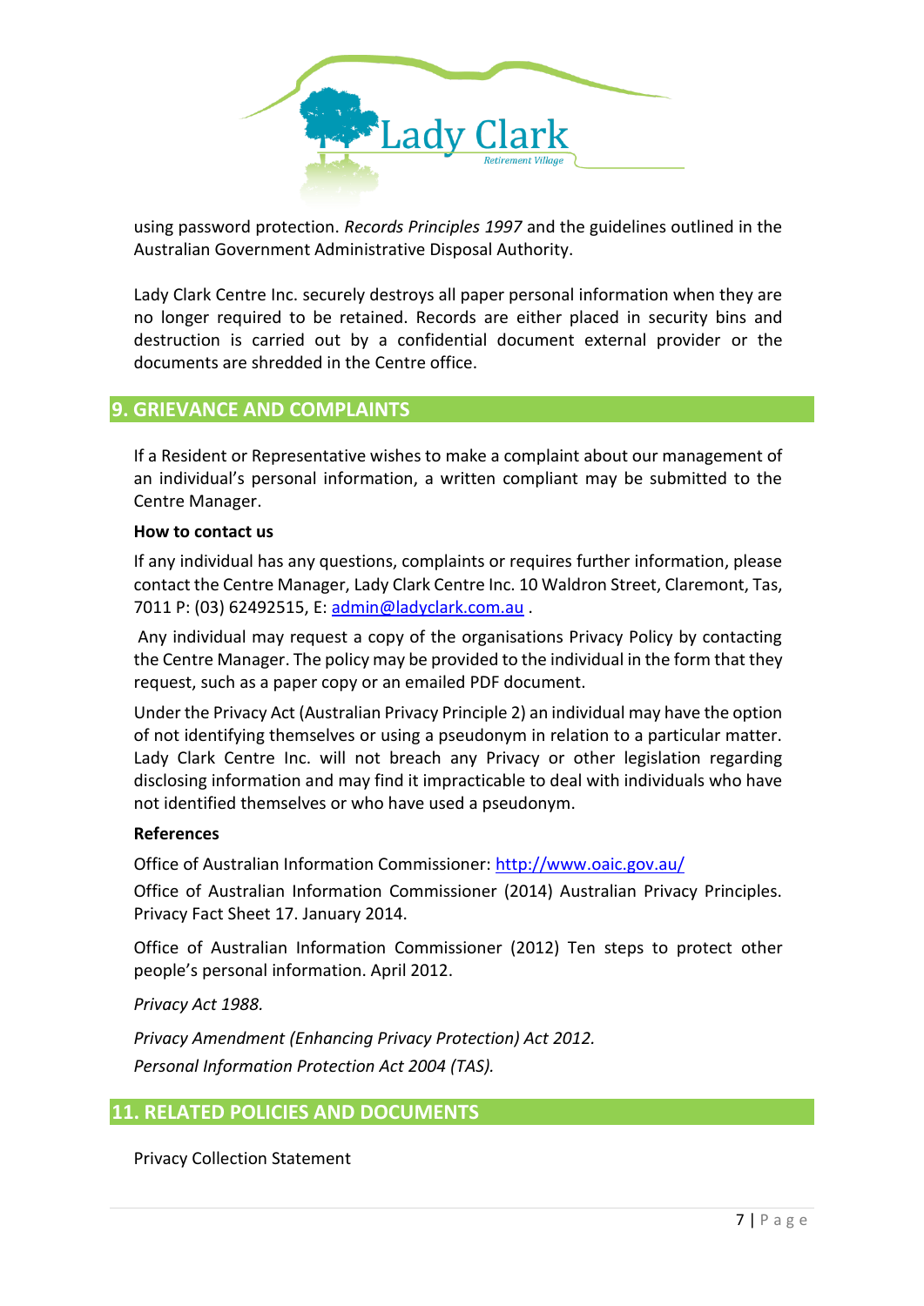using password protection. *Records Principles 1997* and the guidelines outlined in the Australian Government Administrative Disposal Authority.

Lady Clark Centre Inc. securely destroys all paper personal information when they are no longer required to be retained. Records are either placed in security bins and destruction is carried out by a confidential document external provider or the documents are shredded in the Centre office.

## 9. GRIEVANCE AND COMPLAINTS

If a Resident or Representative wishes to make a complaint about our management of an individual's personal information, a written compliant may be submitted to the Centre Manager.

**How to contact us**

If any individual has any questions, complaints or requires further information, please contact the Centre Manager, Lady Clark Centre Inc. 10 Waldron Street, Claremont, Tas, 7011 P: (03) 62492515, E: admin@ladyclark.com.au .

Any individual may request a copy of the organisations Privacy Policy by contacting the Centre Manager. The policy may be provided to the individual in the form that they request, such as a paper copy or an emailed PDF document.

Under the Privacy Act (Australian Privacy Principle 2) an individual may have the option of not identifying themselves or using a pseudonym in relation to a particular matter. Lady Clark Centre Inc. will not breach any Privacy or other legislation regarding disclosing information and may find it impracticable to deal with individuals who have not identified themselves or who have used a pseudonym.

**References**

Office of Australian Information Commissioner: http://www.oaic.gov.au/

Office of Australian Information Commissioner (2014) Australian Privacy Principles. Privacy Fact Sheet 17. January 2014.

Office of Australian Information Commissioner (2012) Ten steps to protect other people's personal information. April 2012.

*Privacy Act 1988.*

*Privacy Amendment (Enhancing Privacy Protection) Act 2012.*
*Personal Information Protection Act 2004 (TAS).*

## 11. RELATED POLICIES AND DOCUMENTS

Privacy Collection Statement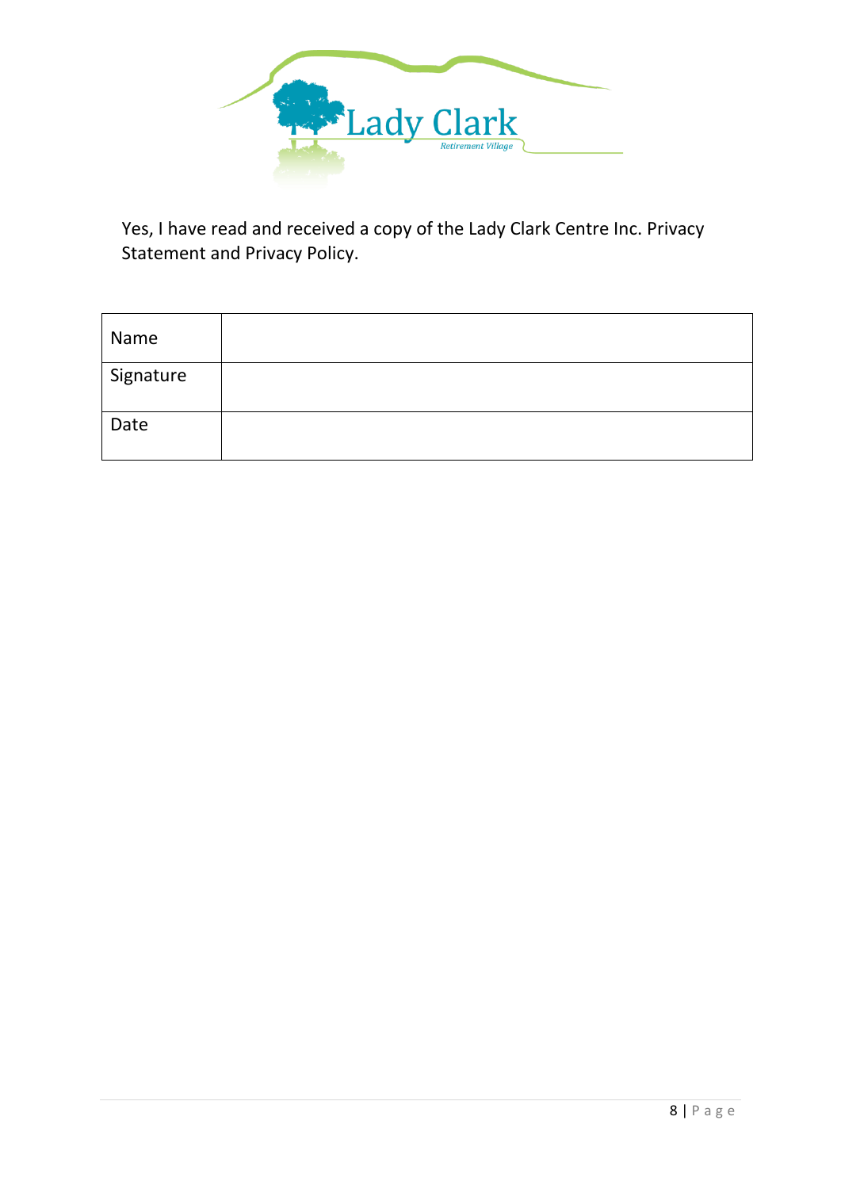Yes, I have read and received a copy of the Lady Clark Centre Inc. Privacy Statement and Privacy Policy.

| | |
|---|---|
| Name | |
| Signature | |
| Date | |